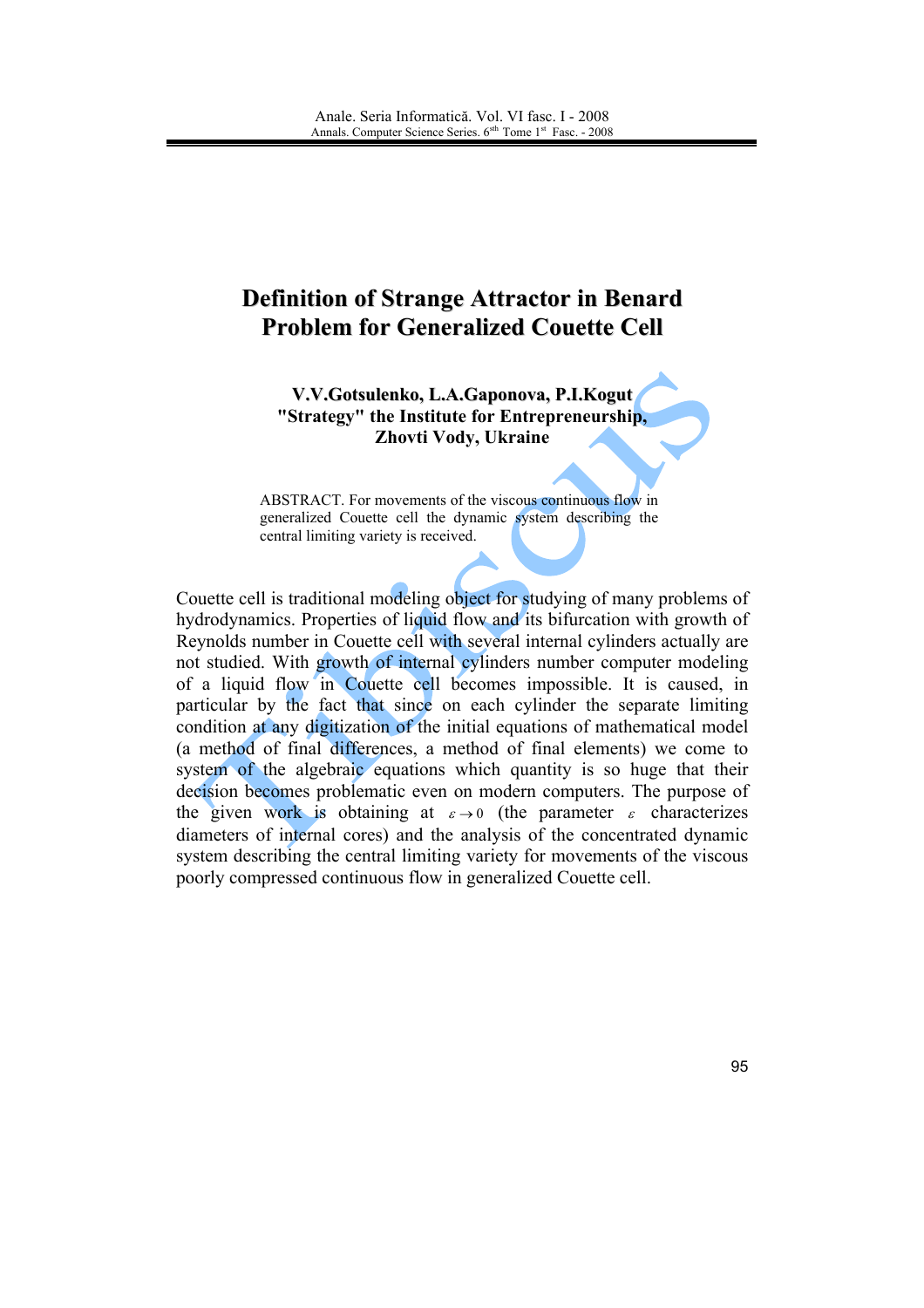# Definition of Strange Attractor in Benard Problem for Generalized Couette Cell

**V.V.Gotsulenko, L.A.Gaponova, P.I.Kogut**
**"Strategy" the Institute for Entrepreneurship, Zhovti Vody, Ukraine**

ABSTRACT. For movements of the viscous continuous flow in generalized Couette cell the dynamic system describing the central limiting variety is received.

Couette cell is traditional modeling object for studying of many problems of hydrodynamics. Properties of liquid flow and its bifurcation with growth of Reynolds number in Couette cell with several internal cylinders actually are not studied. With growth of internal cylinders number computer modeling of a liquid flow in Couette cell becomes impossible. It is caused, in particular by the fact that since on each cylinder the separate limiting condition at any digitization of the initial equations of mathematical model (a method of final differences, a method of final elements) we come to system of the algebraic equations which quantity is so huge that their decision becomes problematic even on modern computers. The purpose of the given work is obtaining at $\varepsilon \to 0$ (the parameter $\varepsilon$ characterizes diameters of internal cores) and the analysis of the concentrated dynamic system describing the central limiting variety for movements of the viscous poorly compressed continuous flow in generalized Couette cell.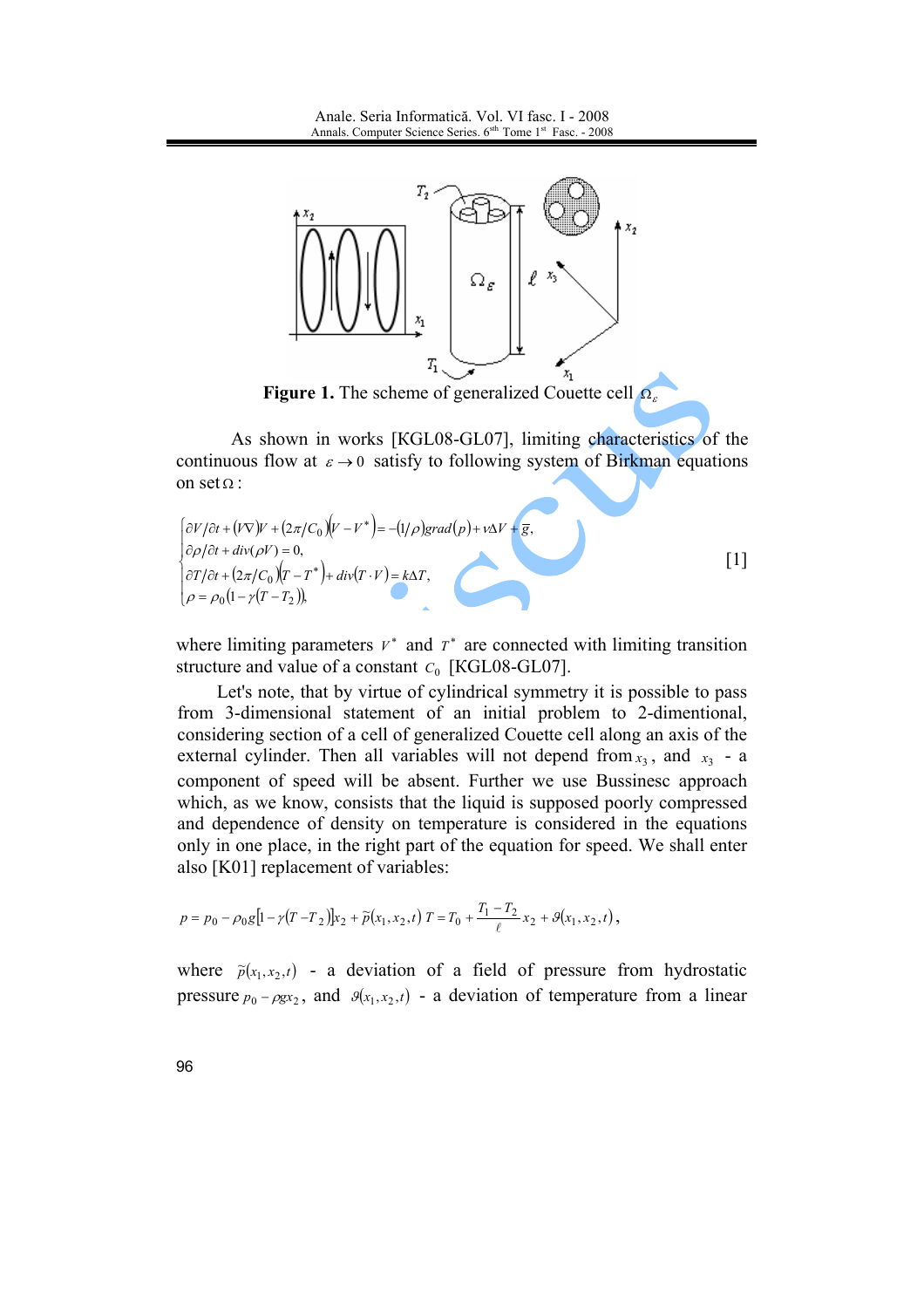**Figure 1.** The scheme of generalized Couette cell $\Omega_\varepsilon$

As shown in works [KGL08-GL07], limiting characteristics of the continuous flow at $\varepsilon \to 0$ satisfy to following system of Birkman equations on set $\Omega$ :

$$\begin{cases} \partial V/\partial t + (V\nabla)V + (2\pi/C_0)(V - V^*) = -(1/\rho)grad(p) + \nu\Delta V + \bar{g}, \\ \partial \rho/\partial t + div(\rho V) = 0, \\ \partial T/\partial t + (2\pi/C_0)(T - T^*) + div(T \cdot V) = k\Delta T, \\ \rho = \rho_0(1 - \gamma(T - T_2)), \end{cases} \qquad [1]$$

where limiting parameters $V^*$ and $T^*$ are connected with limiting transition structure and value of a constant $C_0$ [KGL08-GL07].

Let's note, that by virtue of cylindrical symmetry it is possible to pass from 3-dimensional statement of an initial problem to 2-dimentional, considering section of a cell of generalized Couette cell along an axis of the external cylinder. Then all variables will not depend from $x_3$, and $x_3$ - a component of speed will be absent. Further we use Bussinesc approach which, as we know, consists that the liquid is supposed poorly compressed and dependence of density on temperature is considered in the equations only in one place, in the right part of the equation for speed. We shall enter also [K01] replacement of variables:

$$p = p_0 - \rho_0 g[1 - \gamma(T - T_2)]x_2 + \tilde{p}(x_1, x_2, t) \; T = T_0 + \frac{T_1 - T_2}{\ell}x_2 + \vartheta(x_1, x_2, t),$$

where $\tilde{p}(x_1, x_2, t)$ - a deviation of a field of pressure from hydrostatic pressure $p_0 - \rho g x_2$, and $\vartheta(x_1, x_2, t)$ - a deviation of temperature from a linear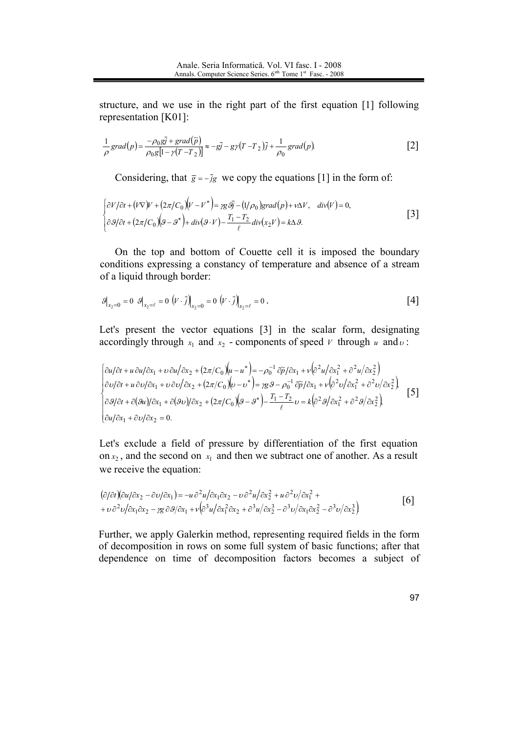structure, and we use in the right part of the first equation [1] following representation [K01]:

$$\frac{1}{\rho}grad(p)=\frac{-\rho_0 g\bar{j}+grad(\tilde{p})}{\rho_0 g[1-\gamma(T-T_2)]}\approx -g\bar{j}-g\gamma(T-T_2)\bar{j}+\frac{1}{\rho_0}grad(p). \qquad [2]$$

Considering, that $\bar{g}=-\bar{j}g$ we copy the equations [1] in the form of:

$$\begin{cases} \partial V/\partial t+(V\nabla)V+(2\pi/C_0)(V-V^*)=\gamma g\vartheta\bar{j}-(1/\rho_0)grad(p)+\nu\Delta V, \quad div(V)=0, \\ \partial\vartheta/\partial t+(2\pi/C_0)(\vartheta-\vartheta^*)+div(\vartheta\cdot V)-\dfrac{T_1-T_2}{\ell}div(x_2 V)=k\Delta\vartheta. \end{cases} \qquad [3]$$

On the top and bottom of Couette cell it is imposed the boundary conditions expressing a constancy of temperature and absence of a stream of a liquid through border:

$$\vartheta|_{x_2=0}=0 \quad \vartheta|_{x_2=\ell}=0 \quad (V\cdot\bar{j})|_{x_2=0}=0 \quad (V\cdot\bar{j})|_{x_2=\ell}=0\,. \qquad [4]$$

Let's present the vector equations [3] in the scalar form, designating accordingly through $x_1$ and $x_2$ - components of speed $V$ through $u$ and $\upsilon$:

$$\begin{cases} \partial u/\partial t+u\,\partial u/\partial x_1+\upsilon\,\partial u/\partial x_2+(2\pi/C_0)(u-u^*)=-\rho_0^{-1}\,\partial\tilde{p}/\partial x_1+\nu\left(\partial^2 u/\partial x_1^2+\partial^2 u/\partial x_2^2\right) \\ \partial\upsilon/\partial t+u\,\partial\upsilon/\partial x_1+\upsilon\,\partial\upsilon/\partial x_2+(2\pi/C_0)(\upsilon-\upsilon^*)=\gamma g\vartheta-\rho_0^{-1}\,\partial\tilde{p}/\partial x_1+\nu\left(\partial^2\upsilon/\partial x_1^2+\partial^2\upsilon/\partial x_2^2\right), \\ \partial\vartheta/\partial t+\partial(\vartheta u)/\partial x_1+\partial(\vartheta\upsilon)/\partial x_2+(2\pi/C_0)(\vartheta-\vartheta^*)-\dfrac{T_1-T_2}{\ell}\upsilon=k\left(\partial^2\vartheta/\partial x_1^2+\partial^2\vartheta/\partial x_2^2\right), \\ \partial u/\partial x_1+\partial\upsilon/\partial x_2=0. \end{cases} \qquad [5]$$

Let's exclude a field of pressure by differentiation of the first equation on $x_2$, and the second on $x_1$ and then we subtract one of another. As a result we receive the equation:

$$\begin{aligned} (\partial/\partial t)(\partial u/\partial x_2-\partial\upsilon/\partial x_1) &= -u\,\partial^2 u/\partial x_1\partial x_2-\upsilon\,\partial^2 u/\partial x_2^2+u\,\partial^2\upsilon/\partial x_1^2+ \\ &+\upsilon\,\partial^2\upsilon/\partial x_1\partial x_2-\gamma g\,\partial\vartheta/\partial x_1+\nu\left(\partial^3 u/\partial x_1^2\partial x_2+\partial^3 u/\partial x_2^3-\partial^3\upsilon/\partial x_1\partial x_2^2-\partial^3\upsilon/\partial x_2^3\right) \end{aligned} \qquad [6]$$

Further, we apply Galerkin method, representing required fields in the form of decomposition in rows on some full system of basic functions; after that dependence on time of decomposition factors becomes a subject of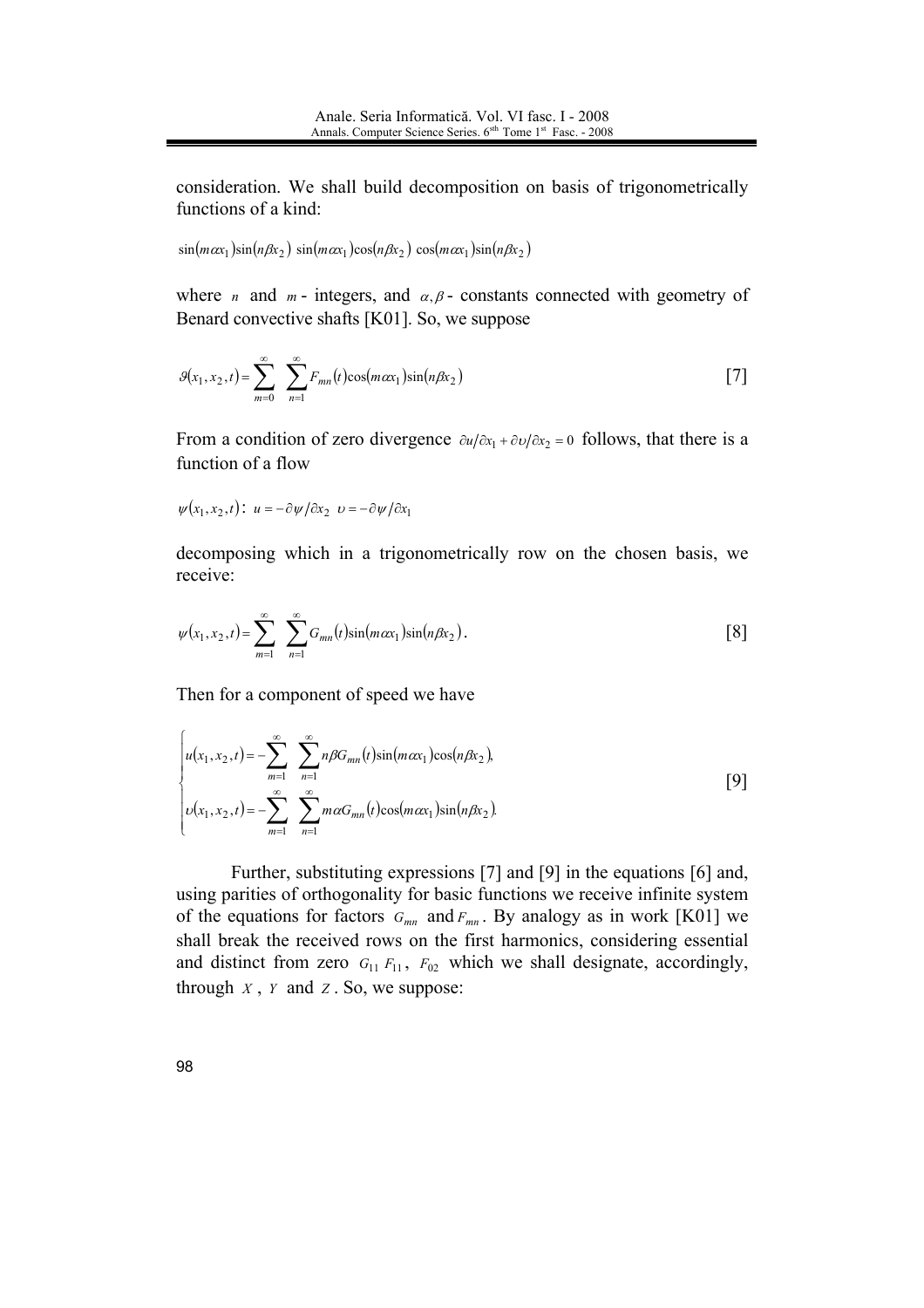consideration. We shall build decomposition on basis of trigonometrically functions of a kind:

$\sin(m\alpha x_1)\sin(n\beta x_2)$ $\sin(m\alpha x_1)\cos(n\beta x_2)$ $\cos(m\alpha x_1)\sin(n\beta x_2)$

where $n$ and $m$ - integers, and $\alpha, \beta$ - constants connected with geometry of Benard convective shafts [K01]. So, we suppose

$$\vartheta(x_1, x_2, t) = \sum_{m=0}^{\infty} \sum_{n=1}^{\infty} F_{mn}(t)\cos(m\alpha x_1)\sin(n\beta x_2) \qquad [7]$$

From a condition of zero divergence $\partial u / \partial x_1 + \partial \upsilon / \partial x_2 = 0$ follows, that there is a function of a flow

$\psi(x_1, x_2, t)$: $u = -\partial\psi / \partial x_2$ $\upsilon = -\partial\psi / \partial x_1$

decomposing which in a trigonometrically row on the chosen basis, we receive:

$$\psi(x_1, x_2, t) = \sum_{m=1}^{\infty} \sum_{n=1}^{\infty} G_{mn}(t)\sin(m\alpha x_1)\sin(n\beta x_2). \qquad [8]$$

Then for a component of speed we have

$$\begin{cases} u(x_1, x_2, t) = -\sum_{m=1}^{\infty} \sum_{n=1}^{\infty} n\beta G_{mn}(t)\sin(m\alpha x_1)\cos(n\beta x_2), \\ \upsilon(x_1, x_2, t) = -\sum_{m=1}^{\infty} \sum_{n=1}^{\infty} m\alpha G_{mn}(t)\cos(m\alpha x_1)\sin(n\beta x_2). \end{cases} \qquad [9]$$

Further, substituting expressions [7] and [9] in the equations [6] and, using parities of orthogonality for basic functions we receive infinite system of the equations for factors $G_{mn}$ and $F_{mn}$. By analogy as in work [K01] we shall break the received rows on the first harmonics, considering essential and distinct from zero $G_{11}$ $F_{11}$, $F_{02}$ which we shall designate, accordingly, through $X$, $Y$ and $Z$. So, we suppose: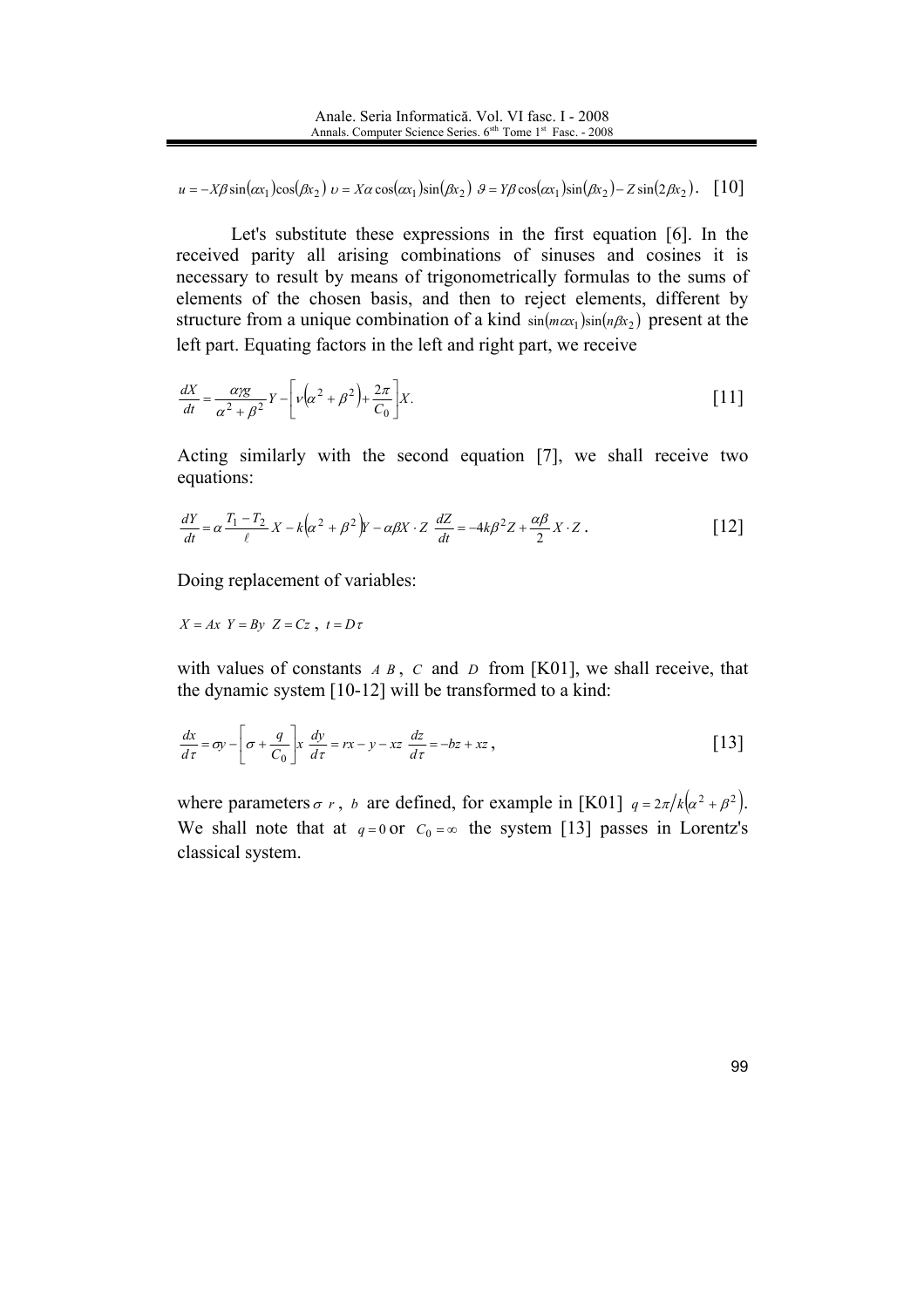$$u = -X\beta \sin(\alpha x_1)\cos(\beta x_2) \quad \upsilon = X\alpha \cos(\alpha x_1)\sin(\beta x_2) \quad \vartheta = Y\beta \cos(\alpha x_1)\sin(\beta x_2) - Z\sin(2\beta x_2). \quad [10]$$

Let's substitute these expressions in the first equation [6]. In the received parity all arising combinations of sinuses and cosines it is necessary to result by means of trigonometrically formulas to the sums of elements of the chosen basis, and then to reject elements, different by structure from a unique combination of a kind $\sin(m\alpha x_1)\sin(n\beta x_2)$ present at the left part. Equating factors in the left and right part, we receive

$$\frac{dX}{dt} = \frac{\alpha\gamma g}{\alpha^2 + \beta^2} Y - \left[\nu\left(\alpha^2 + \beta^2\right) + \frac{2\pi}{C_0}\right] X. \quad [11]$$

Acting similarly with the second equation [7], we shall receive two equations:

$$\frac{dY}{dt} = \alpha \frac{T_1 - T_2}{\ell} X - k\left(\alpha^2 + \beta^2\right) Y - \alpha\beta X \cdot Z \quad \frac{dZ}{dt} = -4k\beta^2 Z + \frac{\alpha\beta}{2} X \cdot Z. \quad [12]$$

Doing replacement of variables:

$X = Ax \;\; Y = By \;\; Z = Cz$ , $t = D\tau$

with values of constants $A$ $B$ , $C$ and $D$ from [K01], we shall receive, that the dynamic system [10-12] will be transformed to a kind:

$$\frac{dx}{d\tau} = \sigma y - \left[\sigma + \frac{q}{C_0}\right] x \quad \frac{dy}{d\tau} = rx - y - xz \quad \frac{dz}{d\tau} = -bz + xz, \quad [13]$$

where parameters $\sigma$ $r$ , $b$ are defined, for example in [K01] $q = 2\pi / k\left(\alpha^2 + \beta^2\right)$. We shall note that at $q = 0$ or $C_0 = \infty$ the system [13] passes in Lorentz's classical system.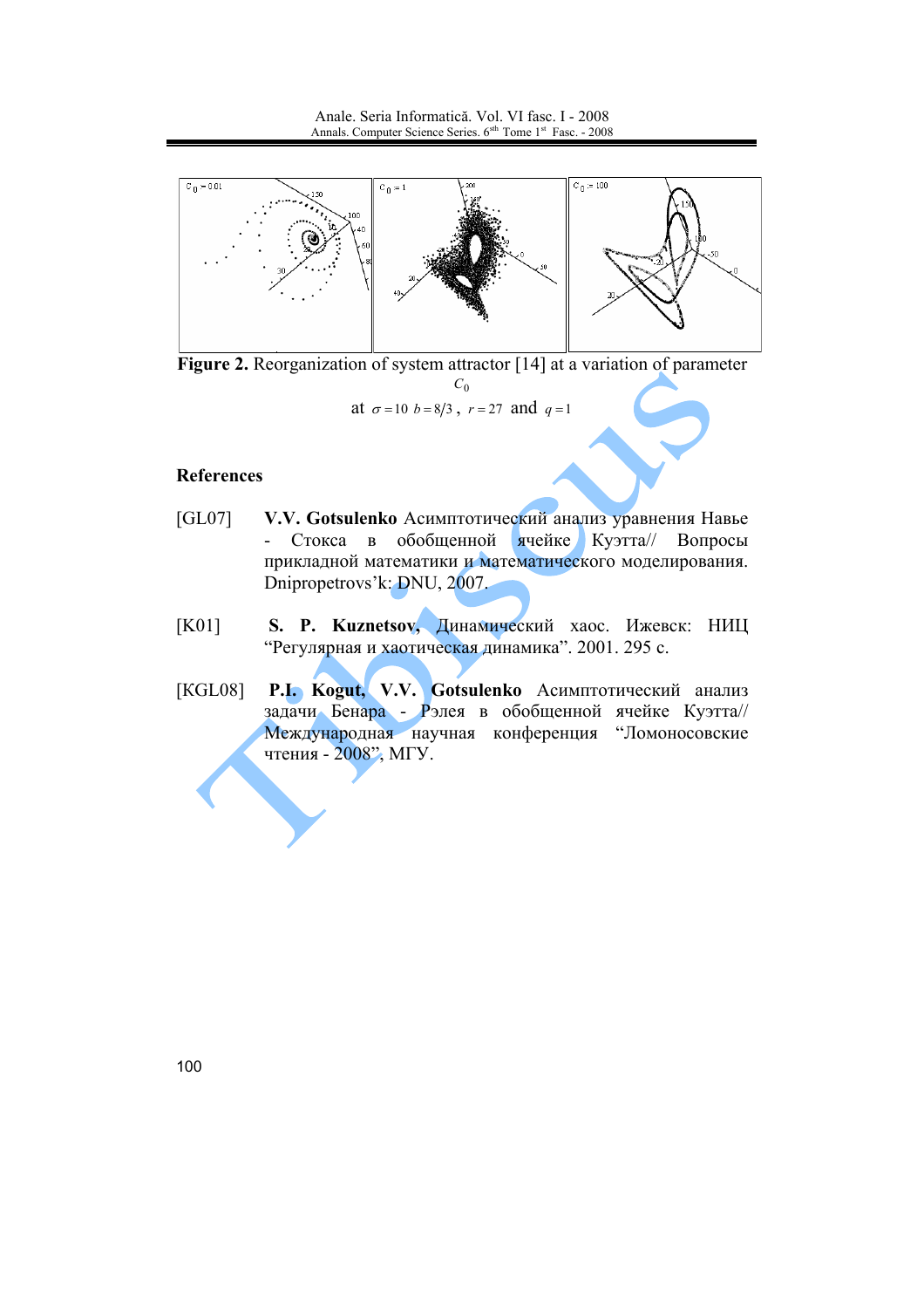$C_0 = 0.01$

150

100

10

40

60

80

30

$C_0 := 1$

200

150

50

0

-50

20

40

$C_0 := 100$

150

100

-50

-20

0

20

**Figure 2.** Reorganization of system attractor [14] at a variation of parameter $C_0$

at $\sigma = 10$ $b = 8/3$ , $r = 27$ and $q = 1$

## References

[GL07] **V.V. Gotsulenko** Асимптотический анализ уравнения Навье - Стокса в обобщенной ячейке Куэтта// Вопросы прикладной математики и математического моделирования. Dnipropetrovs'k: DNU, 2007.

[K01] **S. P. Kuznetsov**, Динамический хаос. Ижевск: НИЦ "Регулярная и хаотическая динамика". 2001. 295 с.

[KGL08] **P.I. Kogut, V.V. Gotsulenko** Асимптотический анализ задачи Бенара - Рэлея в обобщенной ячейке Куэтта// Международная научная конференция "Ломоносовские чтения - 2008", МГУ.